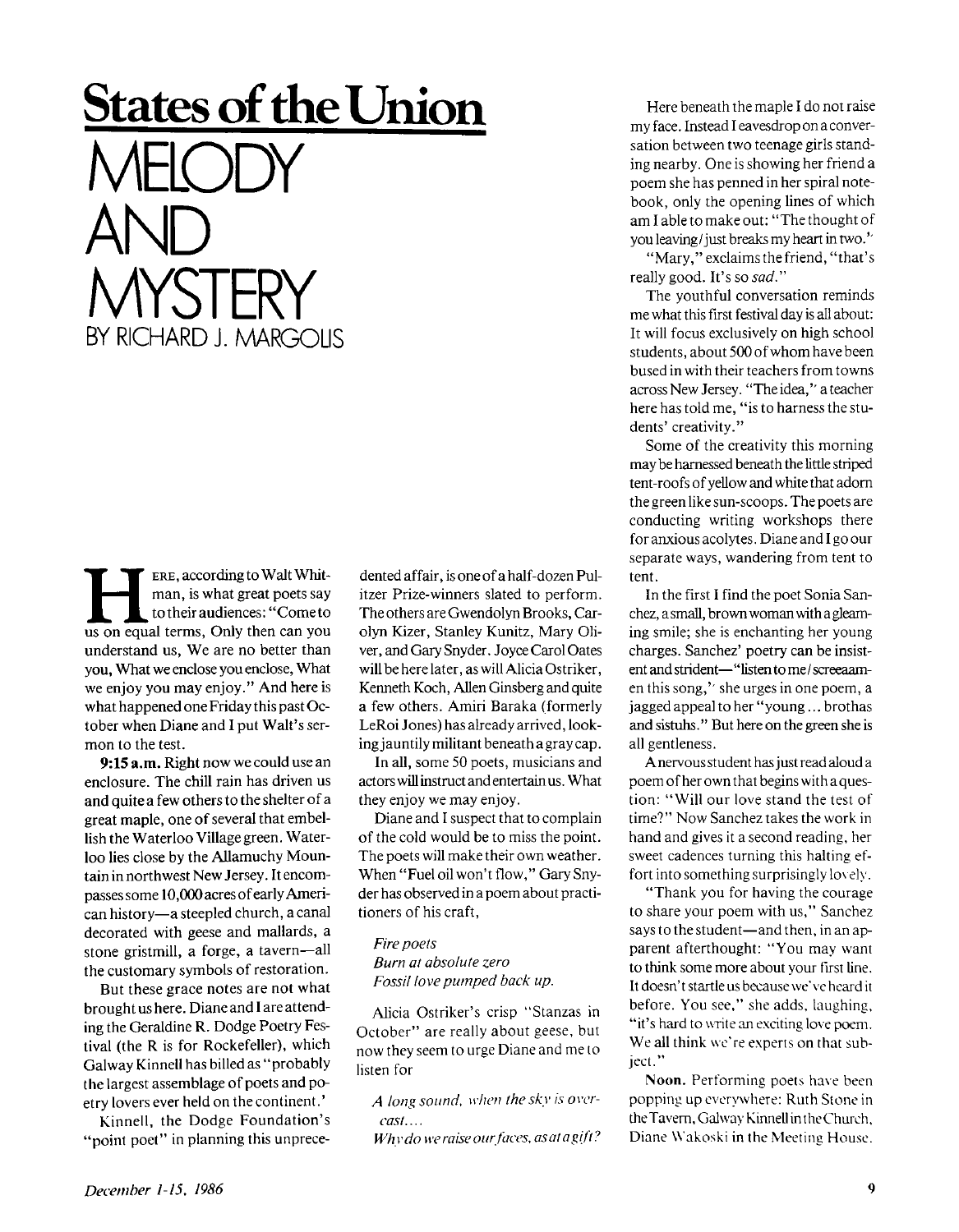# States of the Union

# MELODY AND MYSTERY

BY RICHARD J. MARGOLIS

HERE, according to Walt Whitman, is what great poets say to their audiences: "Come to us on equal terms, Only then can you understand us, We are no better than you, What we enclose you enclose, What we enjoy you may enjoy." And here is what happened one Friday this past October when Diane and I put Walt's sermon to the test.

**9:15 a.m.** Right now we could use an enclosure. The chill rain has driven us and quite a few others to the shelter of a great maple, one of several that embellish the Waterloo Village green. Waterloo lies close by the Allamuchy Mountain in northwest New Jersey. It encompasses some 10,000 acres of early American history—a steepled church, a canal decorated with geese and mallards, a stone gristmill, a forge, a tavern—all the customary symbols of restoration.

But these grace notes are not what brought us here. Diane and I are attending the Geraldine R. Dodge Poetry Festival (the R is for Rockefeller), which Galway Kinnell has billed as "probably the largest assemblage of poets and poetry lovers ever held on the continent.'

Kinnell, the Dodge Foundation's "point poet" in planning this unprecedented affair, is one of a half-dozen Pulitzer Prize-winners slated to perform. The others are Gwendolyn Brooks, Carolyn Kizer, Stanley Kunitz, Mary Oliver, and Gary Snyder. Joyce Carol Oates will be here later, as will Alicia Ostriker, Kenneth Koch, Allen Ginsberg and quite a few others. Amiri Baraka (formerly LeRoi Jones) has already arrived, looking jauntily militant beneath a gray cap.

In all, some 50 poets, musicians and actors will instruct and entertain us. What they enjoy we may enjoy.

Diane and I suspect that to complain of the cold would be to miss the point. The poets will make their own weather. When "Fuel oil won't flow," Gary Snyder has observed in a poem about practitioners of his craft,

*Fire poets*
*Burn at absolute zero*
*Fossil love pumped back up.*

Alicia Ostriker's crisp "Stanzas in October" are really about geese, but now they seem to urge Diane and me to listen for

*A long sound, when the sky is overcast....*
*Why do we raise our faces, as at a gift?*

Here beneath the maple I do not raise my face. Instead I eavesdrop on a conversation between two teenage girls standing nearby. One is showing her friend a poem she has penned in her spiral notebook, only the opening lines of which am I able to make out: "The thought of you leaving / just breaks my heart in two."

"Mary," exclaims the friend, "that's really good. It's so *sad*."

The youthful conversation reminds me what this first festival day is all about: It will focus exclusively on high school students, about 500 of whom have been bused in with their teachers from towns across New Jersey. "The idea," a teacher here has told me, "is to harness the students' creativity."

Some of the creativity this morning may be harnessed beneath the little striped tent-roofs of yellow and white that adorn the green like sun-scoops. The poets are conducting writing workshops there for anxious acolytes. Diane and I go our separate ways, wandering from tent to tent.

In the first I find the poet Sonia Sanchez, a small, brown woman with a gleaming smile; she is enchanting her young charges. Sanchez' poetry can be insistent and strident—"listen to me / screeaamen this song," she urges in one poem, a jagged appeal to her "young ... brothas and sistuhs." But here on the green she is all gentleness.

A nervous student has just read aloud a poem of her own that begins with a question: "Will our love stand the test of time?" Now Sanchez takes the work in hand and gives it a second reading, her sweet cadences turning this halting effort into something surprisingly lovely.

"Thank you for having the courage to share your poem with us," Sanchez says to the student—and then, in an apparent afterthought: "You may want to think some more about your first line. It doesn't startle us because we've heard it before. You see," she adds, laughing, "it's hard to write an exciting love poem. We all think we're experts on that subject."

**Noon.** Performing poets have been popping up everywhere: Ruth Stone in the Tavern, Galway Kinnell in the Church, Diane Wakoski in the Meeting House.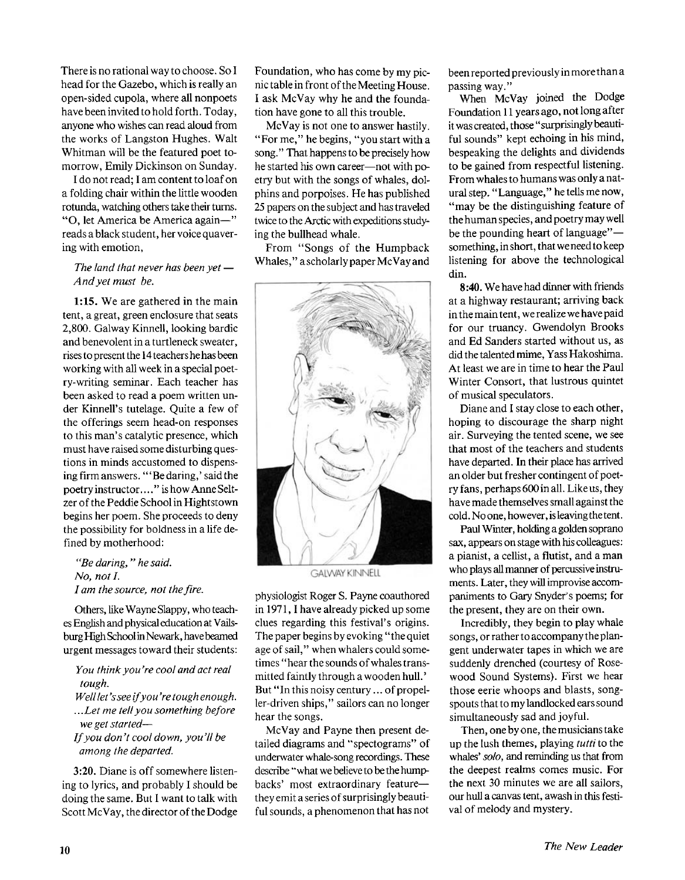There is no rational way to choose. So I head for the Gazebo, which is really an open-sided cupola, where all nonpoets have been invited to hold forth. Today, anyone who wishes can read aloud from the works of Langston Hughes. Walt Whitman will be the featured poet tomorrow, Emily Dickinson on Sunday.

I do not read; I am content to loaf on a folding chair within the little wooden rotunda, watching others take their turns. "O, let America be America again—" reads a black student, her voice quavering with emotion,

*The land that never has been yet —*
*And yet must be.*

**1:15.** We are gathered in the main tent, a great, green enclosure that seats 2,800. Galway Kinnell, looking bardic and benevolent in a turtleneck sweater, rises to present the 14 teachers he has been working with all week in a special poetry-writing seminar. Each teacher has been asked to read a poem written under Kinnell's tutelage. Quite a few of the offerings seem head-on responses to this man's catalytic presence, which must have raised some disturbing questions in minds accustomed to dispensing firm answers. "'Be daring,' said the poetry instructor...." is how Anne Seltzer of the Peddie School in Hightstown begins her poem. She proceeds to deny the possibility for boldness in a life defined by motherhood:

*"Be daring," he said.*
*No, not I.*
*I am the source, not the fire.*

Others, like Wayne Slappy, who teaches English and physical education at Vailsburg High School in Newark, have beamed urgent messages toward their students:

*You think you're cool and act real tough.*
*Well let's see if you're tough enough.*
*...Let me tell you something before we get started—*
*If you don't cool down, you'll be among the departed.*

**3:20.** Diane is off somewhere listening to lyrics, and probably I should be doing the same. But I want to talk with Scott McVay, the director of the Dodge Foundation, who has come by my picnic table in front of the Meeting House. I ask McVay why he and the foundation have gone to all this trouble.

McVay is not one to answer hastily. "For me," he begins, "you start with a song." That happens to be precisely how he started his own career—not with poetry but with the songs of whales, dolphins and porpoises. He has published 25 papers on the subject and has traveled twice to the Arctic with expeditions studying the bullhead whale.

From "Songs of the Humpback Whales," a scholarly paper McVay and physiologist Roger S. Payne coauthored in 1971, I have already picked up some clues regarding this festival's origins. The paper begins by evoking "the quiet age of sail," when whalers could sometimes "hear the sounds of whales transmitted faintly through a wooden hull.' But "In this noisy century ... of propeller-driven ships," sailors can no longer hear the songs.

GALWAY KINNELL

McVay and Payne then present detailed diagrams and "spectograms" of underwater whale-song recordings. These describe "what we believe to be the humpbacks' most extraordinary feature—they emit a series of surprisingly beautiful sounds, a phenomenon that has not been reported previously in more than a passing way."

When McVay joined the Dodge Foundation 11 years ago, not long after it was created, those "surprisingly beautiful sounds" kept echoing in his mind, bespeaking the delights and dividends to be gained from respectful listening. From whales to humans was only a natural step. "Language," he tells me now, "may be the distinguishing feature of the human species, and poetry may well be the pounding heart of language"—something, in short, that we need to keep listening for above the technological din.

**8:40.** We have had dinner with friends at a highway restaurant; arriving back in the main tent, we realize we have paid for our truancy. Gwendolyn Brooks and Ed Sanders started without us, as did the talented mime, Yass Hakoshima. At least we are in time to hear the Paul Winter Consort, that lustrous quintet of musical speculators.

Diane and I stay close to each other, hoping to discourage the sharp night air. Surveying the tented scene, we see that most of the teachers and students have departed. In their place has arrived an older but fresher contingent of poetry fans, perhaps 600 in all. Like us, they have made themselves small against the cold. No one, however, is leaving the tent.

Paul Winter, holding a golden soprano sax, appears on stage with his colleagues: a pianist, a cellist, a flutist, and a man who plays all manner of percussive instruments. Later, they will improvise accompaniments to Gary Snyder's poems; for the present, they are on their own.

Incredibly, they begin to play whale songs, or rather to accompany the plangent underwater tapes in which we are suddenly drenched (courtesy of Rosewood Sound Systems). First we hear those eerie whoops and blasts, songspouts that to my landlocked ears sound simultaneously sad and joyful.

Then, one by one, the musicians take up the lush themes, playing *tutti* to the whales' *solo*, and reminding us that from the deepest realms comes music. For the next 30 minutes we are all sailors, our hull a canvas tent, awash in this festival of melody and mystery.